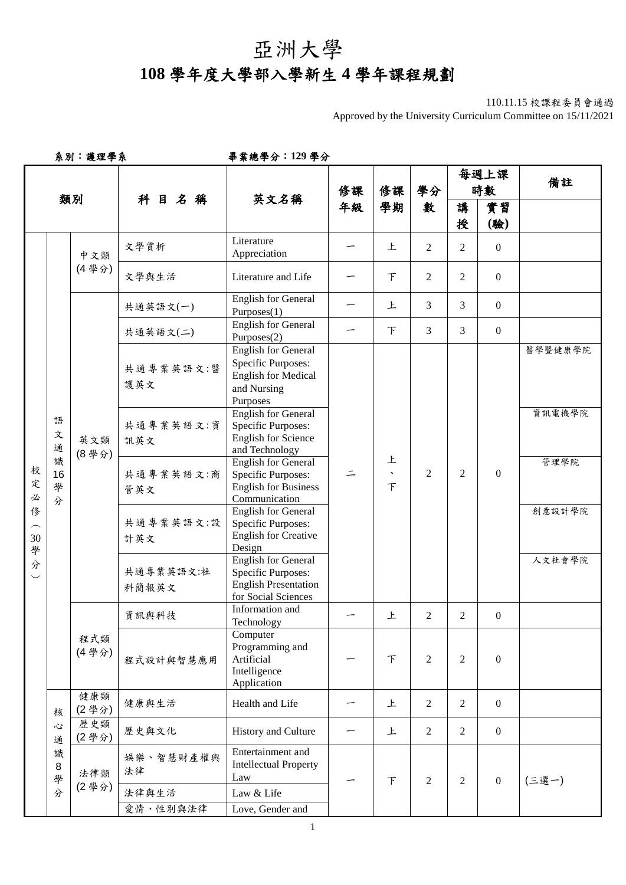# 亞洲大學

# 108 學年度大學部入學新生 4 學年課程規劃

110.11.15 校課程委員會通過
Approved by the University Curriculum Committee on 15/11/2021

系別：護理學系　　　　畢業總學分：129 學分

| 類別 | | | 科目名稱 | 英文名稱 | 修課年級 | 修課學期 | 學分數 | 每週上課時數 | | 備註 |
|---|---|---|---|---|---|---|---|---|---|---|
| | | | | | | | | 講授 | 實習(驗) | |
| 校定必修（30學分） | 語文通識16學分 | 中文類(4學分) | 文學賞析 | Literature Appreciation | 一 | 上 | 2 | 2 | 0 | |
| | | | 文學與生活 | Literature and Life | 一 | 下 | 2 | 2 | 0 | |
| | | 英文類(8學分) | 共通英語文(一) | English for General Purposes(1) | 一 | 上 | 3 | 3 | 0 | |
| | | | 共通英語文(二) | English for General Purposes(2) | 一 | 下 | 3 | 3 | 0 | |
| | | | 共通專業英語文:醫護英文 | English for General Specific Purposes: English for Medical and Nursing Purposes | 二 | 上、下 | 2 | 2 | 0 | 醫學暨健康學院 |
| | | | 共通專業英語文:資訊英文 | English for General Specific Purposes: English for Science and Technology | | | | | | 資訊電機學院 |
| | | | 共通專業英語文:商管英文 | English for General Specific Purposes: English for Business Communication | | | | | | 管理學院 |
| | | | 共通專業英語文:設計英文 | English for General Specific Purposes: English for Creative Design | | | | | | 創意設計學院 |
| | | | 共通專業英語文:社科簡報英文 | English for General Specific Purposes: English Presentation for Social Sciences | | | | | | 人文社會學院 |
| | | 程式類(4學分) | 資訊與科技 | Information and Technology | 一 | 上 | 2 | 2 | 0 | |
| | | | 程式設計與智慧應用 | Computer Programming and Artificial Intelligence Application | 一 | 下 | 2 | 2 | 0 | |
| | 核心通識8學分 | 健康類(2學分) | 健康與生活 | Health and Life | 一 | 上 | 2 | 2 | 0 | |
| | | 歷史類(2學分) | 歷史與文化 | History and Culture | 一 | 上 | 2 | 2 | 0 | |
| | | 法律類(2學分) | 娛樂、智慧財產權與法律 | Entertainment and Intellectual Property Law | 一 | 下 | 2 | 2 | 0 | (三選一) |
| | | | 法律與生活 | Law & Life | | | | | | |
| | | | 愛情、性別與法律 | Love, Gender and | | | | | | |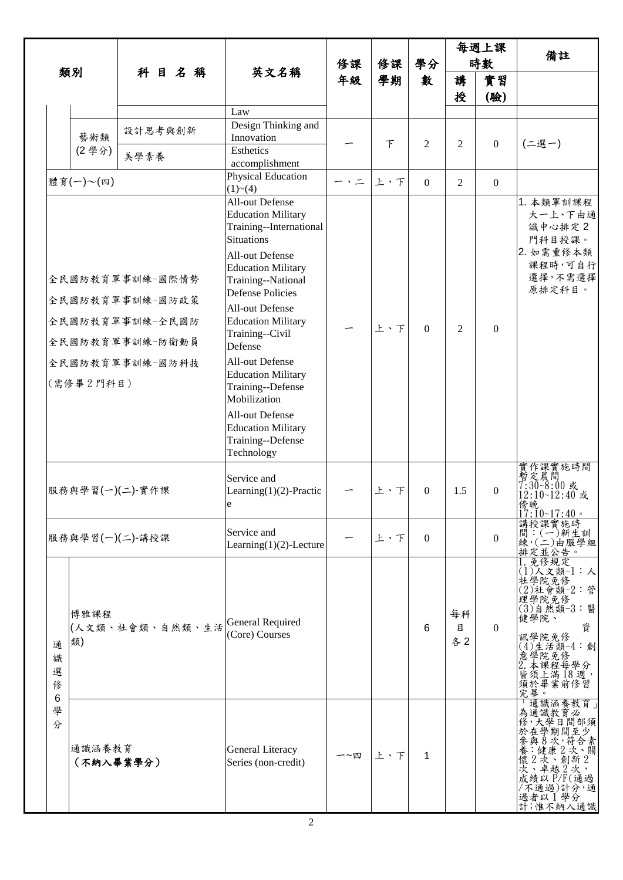| 類別 | | 科目名稱 | 英文名稱 | 修課年級 | 修課學期 | 學分數 | 每週上課時數 | | 備註 |
|---|---|---|---|---|---|---|---|---|---|
| | | | | | | | 講授 | 實習(驗) | |
| | | | Law | | | | | | |
| | 藝術類(2學分) | 設計思考與創新 | Design Thinking and Innovation | 一 | 下 | 2 | 2 | 0 | (二選一) |
| | | 美學素養 | Esthetics accomplishment | | | | | | |
| 體育(一)~(四) | | | Physical Education (1)~(4) | 一、二 | 上、下 | 0 | 2 | 0 | |
| 全民國防教育軍事訓練-國際情勢<br>全民國防教育軍事訓練-國防政策<br>全民國防教育軍事訓練-全民國防<br>全民國防教育軍事訓練-防衛動員<br>全民國防教育軍事訓練-國防科技<br>(需修畢2門科目) | | | All-out Defense Education Military Training--International Situations<br>All-out Defense Education Military Training--National Defense Policies<br>All-out Defense Education Military Training--Civil Defense<br>All-out Defense Education Military Training--Defense Mobilization<br>All-out Defense Education Military Training--Defense Technology | 一 | 上、下 | 0 | 2 | 0 | 1. 本類軍訓課程大一上、下由通識中心排定2門科目授課。<br>2. 如需重修本類課程時，可自行選擇，不需選擇原排定科目。 |
| 服務與學習(一)(二)-實作課 | | | Service and Learning(1)(2)-Practice | 一 | 上、下 | 0 | 1.5 | 0 | 實作課實施時間暫定晨間7:30~8:00或12:10~12:40或傍晚17:10~17:40。 |
| 服務與學習(一)(二)-講授課 | | | Service and Learning(1)(2)-Lecture | 一 | 上、下 | 0 | | 0 | 講授課實施時間：(一)新生訓練，(二)由服學組排定並公告。 |
| 通識選修6學分 | 博雅課程(人文類、社會類、自然類、生活類) | | General Required (Core) Courses | | | 6 | 每科目各2 | 0 | 1.免修規定<br>(1)人文類-1：人社學院免修<br>(2)社會類-2：管理學院免修<br>(3)自然類-3：醫健學院、資訊學院免修<br>(4)生活類-4：創意學院免修<br>2.本課程每學分皆須上滿18週，須於畢業前修習完畢。 |
| | 通識涵養教育(不納入畢業學分) | | General Literacy Series (non-credit) | 一~四 | 上、下 | 1 | | | 「通識涵養教育」為通識教育必修，大學日間部須於在學期間至少參與8次，符合素養：健康2次、關懷2次、創新2次、卓越2次，成績以P/F(通過/不通過)計分，通過者以1學分計；惟不納入通識 |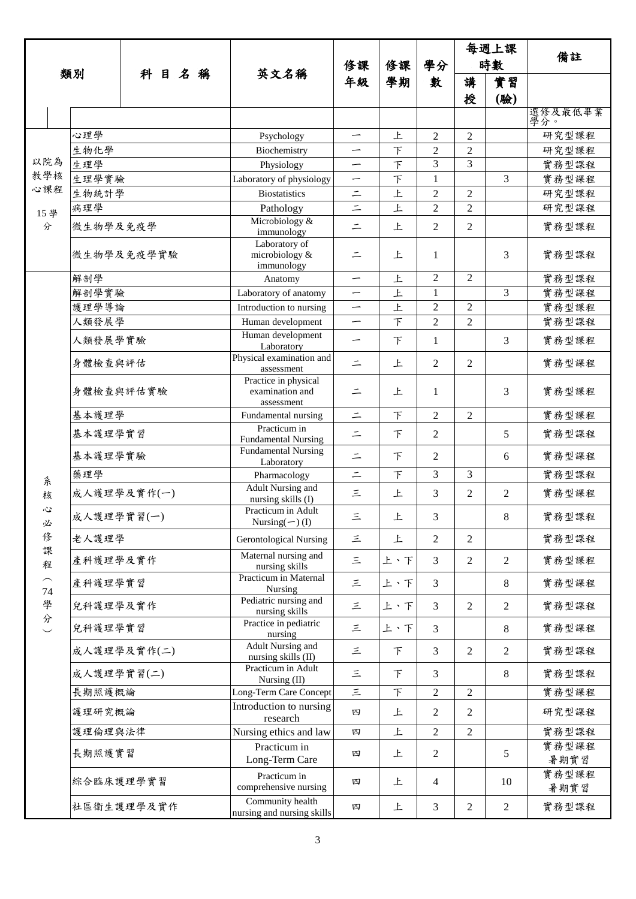| 類別 | 科 目 名 稱 | 英文名稱 | 修課年級 | 修課學期 | 學分數 | 每週上課時數 | | 備註 |
|---|---|---|---|---|---|---|---|---|
| | | | | | | 講授 | 實習(驗) | |
| | | | | | | | | 選修及最低畢業學分。 |
| 以院為教學核心課程 15學分 | 心理學 | Psychology | 一 | 上 | 2 | 2 | | 研究型課程 |
| | 生物化學 | Biochemistry | 一 | 下 | 2 | 2 | | 研究型課程 |
| | 生理學 | Physiology | 一 | 下 | 3 | 3 | | 實務型課程 |
| | 生理學實驗 | Laboratory of physiology | 一 | 下 | 1 | | 3 | 實務型課程 |
| | 生物統計學 | Biostatistics | 二 | 上 | 2 | 2 | | 研究型課程 |
| | 病理學 | Pathology | 二 | 上 | 2 | 2 | | 研究型課程 |
| | 微生物學及免疫學 | Microbiology & immunology | 二 | 上 | 2 | 2 | | 實務型課程 |
| | 微生物學及免疫學實驗 | Laboratory of microbiology & immunology | 二 | 上 | 1 | | 3 | 實務型課程 |
| 系核心必修課程(74學分) | 解剖學 | Anatomy | 一 | 上 | 2 | 2 | | 實務型課程 |
| | 解剖學實驗 | Laboratory of anatomy | 一 | 上 | 1 | | 3 | 實務型課程 |
| | 護理學導論 | Introduction to nursing | 一 | 上 | 2 | 2 | | 實務型課程 |
| | 人類發展學 | Human development | 一 | 下 | 2 | 2 | | 實務型課程 |
| | 人類發展學實驗 | Human development Laboratory | 一 | 下 | 1 | | 3 | 實務型課程 |
| | 身體檢查與評估 | Physical examination and assessment | 二 | 上 | 2 | 2 | | 實務型課程 |
| | 身體檢查與評估實驗 | Practice in physical examination and assessment | 二 | 上 | 1 | | 3 | 實務型課程 |
| | 基本護理學 | Fundamental nursing | 二 | 下 | 2 | 2 | | 實務型課程 |
| | 基本護理學實習 | Practicum in Fundamental Nursing | 二 | 下 | 2 | | 5 | 實務型課程 |
| | 基本護理學實驗 | Fundamental Nursing Laboratory | 二 | 下 | 2 | | 6 | 實務型課程 |
| | 藥理學 | Pharmacology | 二 | 下 | 3 | 3 | | 實務型課程 |
| | 成人護理學及實作(一) | Adult Nursing and nursing skills (I) | 三 | 上 | 3 | 2 | 2 | 實務型課程 |
| | 成人護理學實習(一) | Practicum in Adult Nursing(一) (I) | 三 | 上 | 3 | | 8 | 實務型課程 |
| | 老人護理學 | Gerontological Nursing | 三 | 上 | 2 | 2 | | 實務型課程 |
| | 產科護理學及實作 | Maternal nursing and nursing skills | 三 | 上、下 | 3 | 2 | 2 | 實務型課程 |
| | 產科護理學實習 | Practicum in Maternal Nursing | 三 | 上、下 | 3 | | 8 | 實務型課程 |
| | 兒科護理學及實作 | Pediatric nursing and nursing skills | 三 | 上、下 | 3 | 2 | 2 | 實務型課程 |
| | 兒科護理學實習 | Practice in pediatric nursing | 三 | 上、下 | 3 | | 8 | 實務型課程 |
| | 成人護理學及實作(二) | Adult Nursing and nursing skills (II) | 三 | 下 | 3 | 2 | 2 | 實務型課程 |
| | 成人護理學實習(二) | Practicum in Adult Nursing (II) | 三 | 下 | 3 | | 8 | 實務型課程 |
| | 長期照護概論 | Long-Term Care Concept | 三 | 下 | 2 | 2 | | 實務型課程 |
| | 護理研究概論 | Introduction to nursing research | 四 | 上 | 2 | 2 | | 研究型課程 |
| | 護理倫理與法律 | Nursing ethics and law | 四 | 上 | 2 | 2 | | 實務型課程 |
| | 長期照護實習 | Practicum in Long-Term Care | 四 | 上 | 2 | | 5 | 實務型課程 暑期實習 |
| | 綜合臨床護理學實習 | Practicum in comprehensive nursing | 四 | 上 | 4 | | 10 | 實務型課程 暑期實習 |
| | 社區衛生護理學及實作 | Community health nursing and nursing skills | 四 | 上 | 3 | 2 | 2 | 實務型課程 |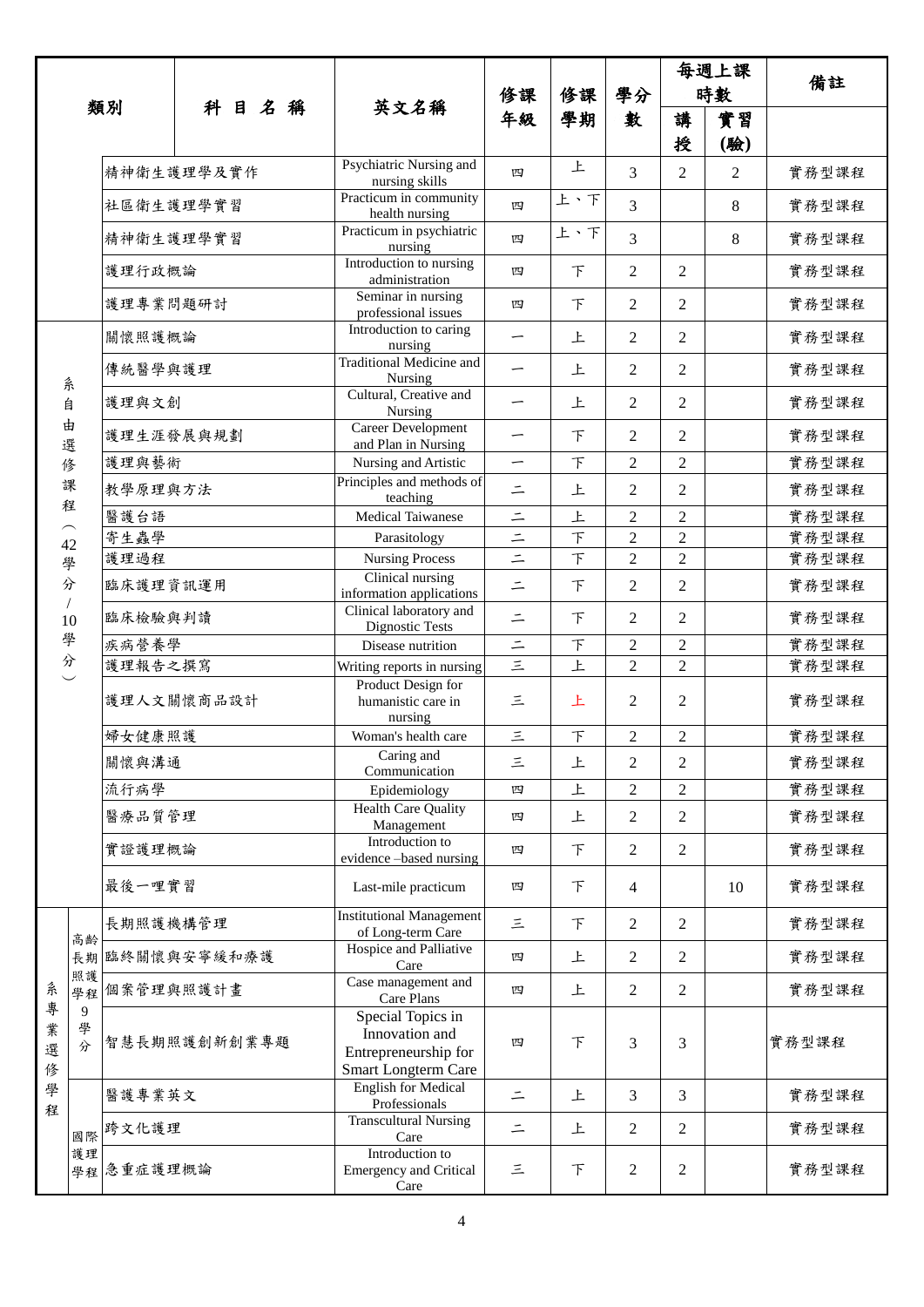| 類別 | | 科目名稱 | 英文名稱 | 修課年級 | 修課學期 | 學分數 | 每週上課時數 | | 備註 |
|---|---|---|---|---|---|---|---|---|---|
| | | | | | | | 講授 | 實習(驗) | |
| | | 精神衛生護理學及實作 | Psychiatric Nursing and nursing skills | 四 | 上 | 3 | 2 | 2 | 實務型課程 |
| | | 社區衛生護理學實習 | Practicum in community health nursing | 四 | 上、下 | 3 | | 8 | 實務型課程 |
| | | 精神衛生護理學實習 | Practicum in psychiatric nursing | 四 | 上、下 | 3 | | 8 | 實務型課程 |
| | | 護理行政概論 | Introduction to nursing administration | 四 | 下 | 2 | 2 | | 實務型課程 |
| | | 護理專業問題研討 | Seminar in nursing professional issues | 四 | 下 | 2 | 2 | | 實務型課程 |
| 系自由選修課程（42學分/10學分） | | 關懷照護概論 | Introduction to caring nursing | 一 | 上 | 2 | 2 | | 實務型課程 |
| | | 傳統醫學與護理 | Traditional Medicine and Nursing | 一 | 上 | 2 | 2 | | 實務型課程 |
| | | 護理與文創 | Cultural, Creative and Nursing | 一 | 上 | 2 | 2 | | 實務型課程 |
| | | 護理生涯發展與規劃 | Career Development and Plan in Nursing | 一 | 下 | 2 | 2 | | 實務型課程 |
| | | 護理與藝術 | Nursing and Artistic | 一 | 下 | 2 | 2 | | 實務型課程 |
| | | 教學原理與方法 | Principles and methods of teaching | 二 | 上 | 2 | 2 | | 實務型課程 |
| | | 醫護台語 | Medical Taiwanese | 二 | 上 | 2 | 2 | | 實務型課程 |
| | | 寄生蟲學 | Parasitology | 二 | 下 | 2 | 2 | | 實務型課程 |
| | | 護理過程 | Nursing Process | 二 | 下 | 2 | 2 | | 實務型課程 |
| | | 臨床護理資訊運用 | Clinical nursing information applications | 二 | 下 | 2 | 2 | | 實務型課程 |
| | | 臨床檢驗與判讀 | Clinical laboratory and Dignostic Tests | 二 | 下 | 2 | 2 | | 實務型課程 |
| | | 疾病營養學 | Disease nutrition | 二 | 下 | 2 | 2 | | 實務型課程 |
| | | 護理報告之撰寫 | Writing reports in nursing | 三 | 上 | 2 | 2 | | 實務型課程 |
| | | 護理人文關懷商品設計 | Product Design for humanistic care in nursing | 三 | 上 | 2 | 2 | | 實務型課程 |
| | | 婦女健康照護 | Woman's health care | 三 | 下 | 2 | 2 | | 實務型課程 |
| | | 關懷與溝通 | Caring and Communication | 三 | 上 | 2 | 2 | | 實務型課程 |
| | | 流行病學 | Epidemiology | 四 | 上 | 2 | 2 | | 實務型課程 |
| | | 醫療品質管理 | Health Care Quality Management | 四 | 上 | 2 | 2 | | 實務型課程 |
| | | 實證護理概論 | Introduction to evidence –based nursing | 四 | 下 | 2 | 2 | | 實務型課程 |
| | | 最後一哩實習 | Last-mile practicum | 四 | 下 | 4 | | 10 | 實務型課程 |
| 系專業選修學程 | 高齡長期照護學程 9學分 | 長期照護機構管理 | Institutional Management of Long-term Care | 三 | 下 | 2 | 2 | | 實務型課程 |
| | | 臨終關懷與安寧緩和療護 | Hospice and Palliative Care | 四 | 上 | 2 | 2 | | 實務型課程 |
| | | 個案管理與照護計畫 | Case management and Care Plans | 四 | 上 | 2 | 2 | | 實務型課程 |
| | | 智慧長期照護創新創業專題 | Special Topics in Innovation and Entrepreneurship for Smart Longterm Care | 四 | 下 | 3 | 3 | | 實務型課程 |
| | 國際護理學程 | 醫護專業英文 | English for Medical Professionals | 二 | 上 | 3 | 3 | | 實務型課程 |
| | | 跨文化護理 | Transcultural Nursing Care | 二 | 上 | 2 | 2 | | 實務型課程 |
| | | 急重症護理概論 | Introduction to Emergency and Critical Care | 三 | 下 | 2 | 2 | | 實務型課程 |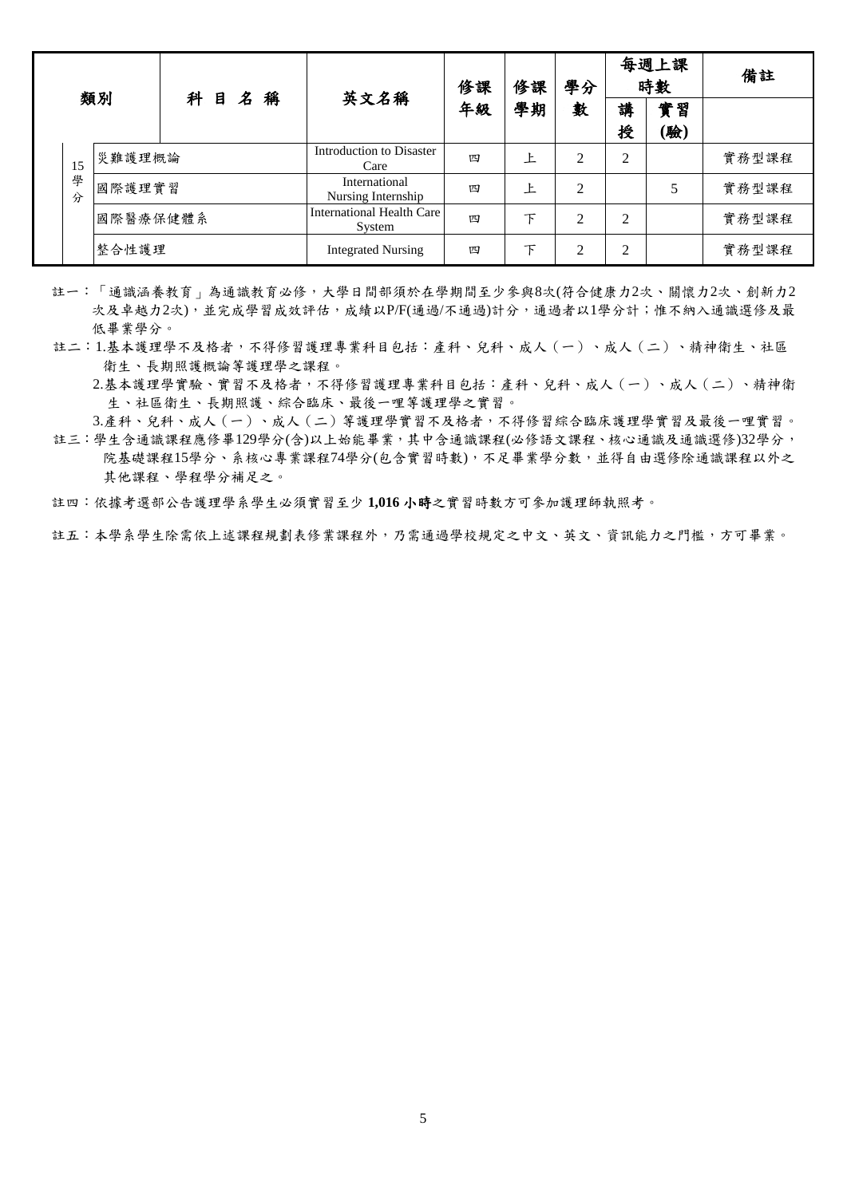| 類別 | | 科 目 名 稱 | 英文名稱 | 修課年級 | 修課學期 | 學分數 | 每週上課時數 | | 備註 |
|---|---|---|---|---|---|---|---|---|---|
| | | | | | | | 講授 | 實習(驗) | |
| | 15學分 | 災難護理概論 | Introduction to Disaster Care | 四 | 上 | 2 | 2 | | 實務型課程 |
| | | 國際護理實習 | International Nursing Internship | 四 | 上 | 2 | | 5 | 實務型課程 |
| | | 國際醫療保健體系 | International Health Care System | 四 | 下 | 2 | 2 | | 實務型課程 |
| | | 整合性護理 | Integrated Nursing | 四 | 下 | 2 | 2 | | 實務型課程 |

註一：「通識涵養教育」為通識教育必修，大學日間部須於在學期間至少參與8次(符合健康力2次、關懷力2次、創新力2次及卓越力2次)，並完成學習成效評估，成績以P/F(通過/不通過)計分，通過者以1學分計；惟不納入通識選修及最低畢業學分。

註二：1.基本護理學不及格者，不得修習護理專業科目包括：產科、兒科、成人（一）、成人（二）、精神衛生、社區衛生、長期照護概論等護理學之課程。

2.基本護理學實驗、實習不及格者，不得修習護理專業科目包括：產科、兒科、成人（一）、成人（二）、精神衛生、社區衛生、長期照護、綜合臨床、最後一哩等護理學之實習。

3.產科、兒科、成人（一）、成人（二）等護理學實習不及格者，不得修習綜合臨床護理學實習及最後一哩實習。

註三：學生含通識課程應修畢129學分(含)以上始能畢業，其中含通識課程(必修語文課程、核心通識及通識選修)32學分，院基礎課程15學分、系核心專業課程74學分(包含實習時數)，不足畢業學分數，並得自由選修除通識課程以外之其他課程、學程學分補足之。

註四：依據考選部公告護理學系學生必須實習至少 **1,016 小時**之實習時數方可參加護理師執照考。

註五：本學系學生除需依上述課程規劃表修業課程外，乃需通過學校規定之中文、英文、資訊能力之門檻，方可畢業。